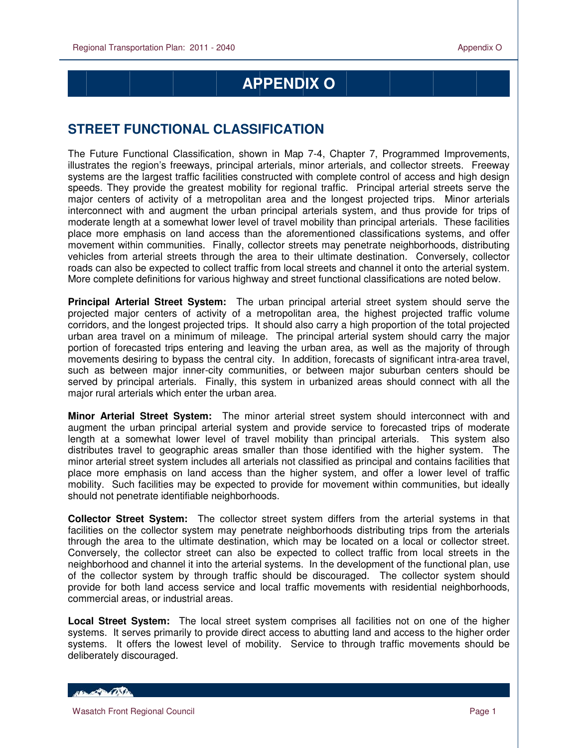# APPENDIX O

## STREET FUNCTIONAL CLASSIFICATION

The Future Functional Classification, shown in Map 7-4, Chapter 7, Programmed Improvements, illustrates the region's freeways, principal arterials, minor arterials, and collector streets. Freeway systems are the largest traffic facilities constructed with complete control of access and high design speeds. They provide the greatest mobility for regional traffic. Principal arterial streets serve the major centers of activity of a metropolitan area and the longest projected trips. Minor arterials interconnect with and augment the urban principal arterials system, and thus provide for trips of moderate length at a somewhat lower level of travel mobility than principal arterials. These facilities place more emphasis on land access than the aforementioned classifications systems, and offer movement within communities. Finally, collector streets may penetrate neighborhoods, distributing vehicles from arterial streets through the area to their ultimate destination. Conversely, collector roads can also be expected to collect traffic from local streets and channel it onto the arterial system. More complete definitions for various highway and street functional classifications are noted below.

**Principal Arterial Street System:** The urban principal arterial street system should serve the projected major centers of activity of a metropolitan area, the highest projected traffic volume corridors, and the longest projected trips. It should also carry a high proportion of the total projected urban area travel on a minimum of mileage. The principal arterial system should carry the major portion of forecasted trips entering and leaving the urban area, as well as the majority of through movements desiring to bypass the central city. In addition, forecasts of significant intra-area travel, such as between major inner-city communities, or between major suburban centers should be served by principal arterials. Finally, this system in urbanized areas should connect with all the major rural arterials which enter the urban area.

**Minor Arterial Street System:** The minor arterial street system should interconnect with and augment the urban principal arterial system and provide service to forecasted trips of moderate length at a somewhat lower level of travel mobility than principal arterials. This system also distributes travel to geographic areas smaller than those identified with the higher system. The minor arterial street system includes all arterials not classified as principal and contains facilities that place more emphasis on land access than the higher system, and offer a lower level of traffic mobility. Such facilities may be expected to provide for movement within communities, but ideally should not penetrate identifiable neighborhoods.

**Collector Street System:** The collector street system differs from the arterial systems in that facilities on the collector system may penetrate neighborhoods distributing trips from the arterials through the area to the ultimate destination, which may be located on a local or collector street. Conversely, the collector street can also be expected to collect traffic from local streets in the neighborhood and channel it into the arterial systems. In the development of the functional plan, use of the collector system by through traffic should be discouraged. The collector system should provide for both land access service and local traffic movements with residential neighborhoods, commercial areas, or industrial areas.

**Local Street System:** The local street system comprises all facilities not on one of the higher systems. It serves primarily to provide direct access to abutting land and access to the higher order systems. It offers the lowest level of mobility. Service to through traffic movements should be deliberately discouraged.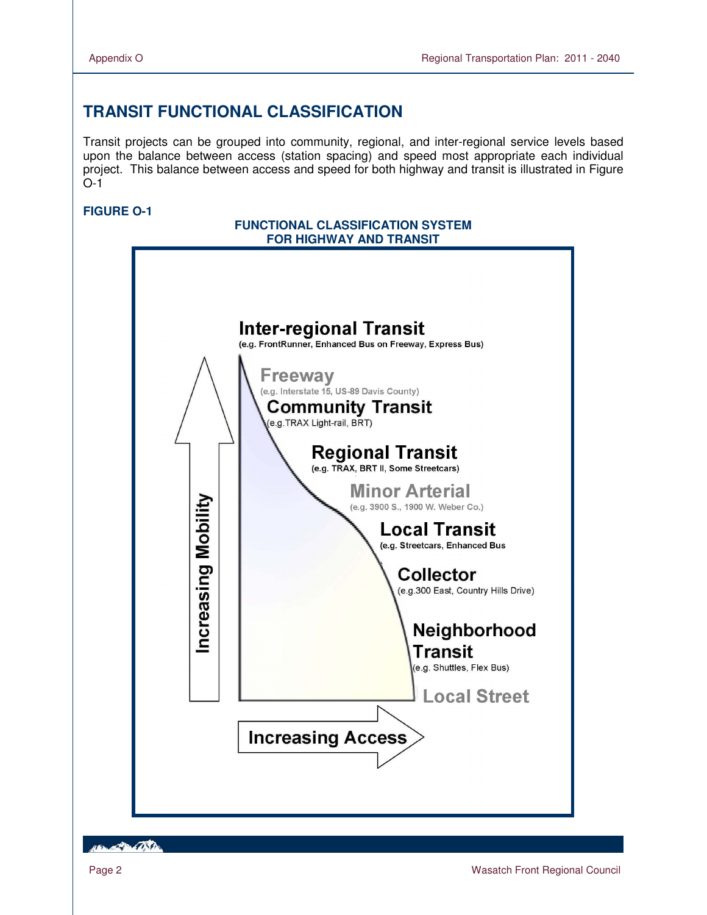## TRANSIT FUNCTIONAL CLASSIFICATION

Transit projects can be grouped into community, regional, and inter-regional service levels based upon the balance between access (station spacing) and speed most appropriate each individual project. This balance between access and speed for both highway and transit is illustrated in Figure O-1

**FIGURE O-1**

**FUNCTIONAL CLASSIFICATION SYSTEM FOR HIGHWAY AND TRANSIT**

**Inter-regional Transit**
(e.g. FrontRunner, Enhanced Bus on Freeway, Express Bus)

**Freeway**
(e.g. Interstate 15, US-89 Davis County)

**Community Transit**
(e.g.TRAX Light-rail, BRT)

**Regional Transit**
(e.g. TRAX, BRT II, Some Streetcars)

**Minor Arterial**
(e.g. 3900 S., 1900 W. Weber Co.)

**Local Transit**
(e.g. Streetcars, Enhanced Bus

**Collector**
(e.g.300 East, Country Hills Drive)

**Neighborhood Transit**
(e.g. Shuttles, Flex Bus)

**Local Street**

Increasing Mobility

Increasing Access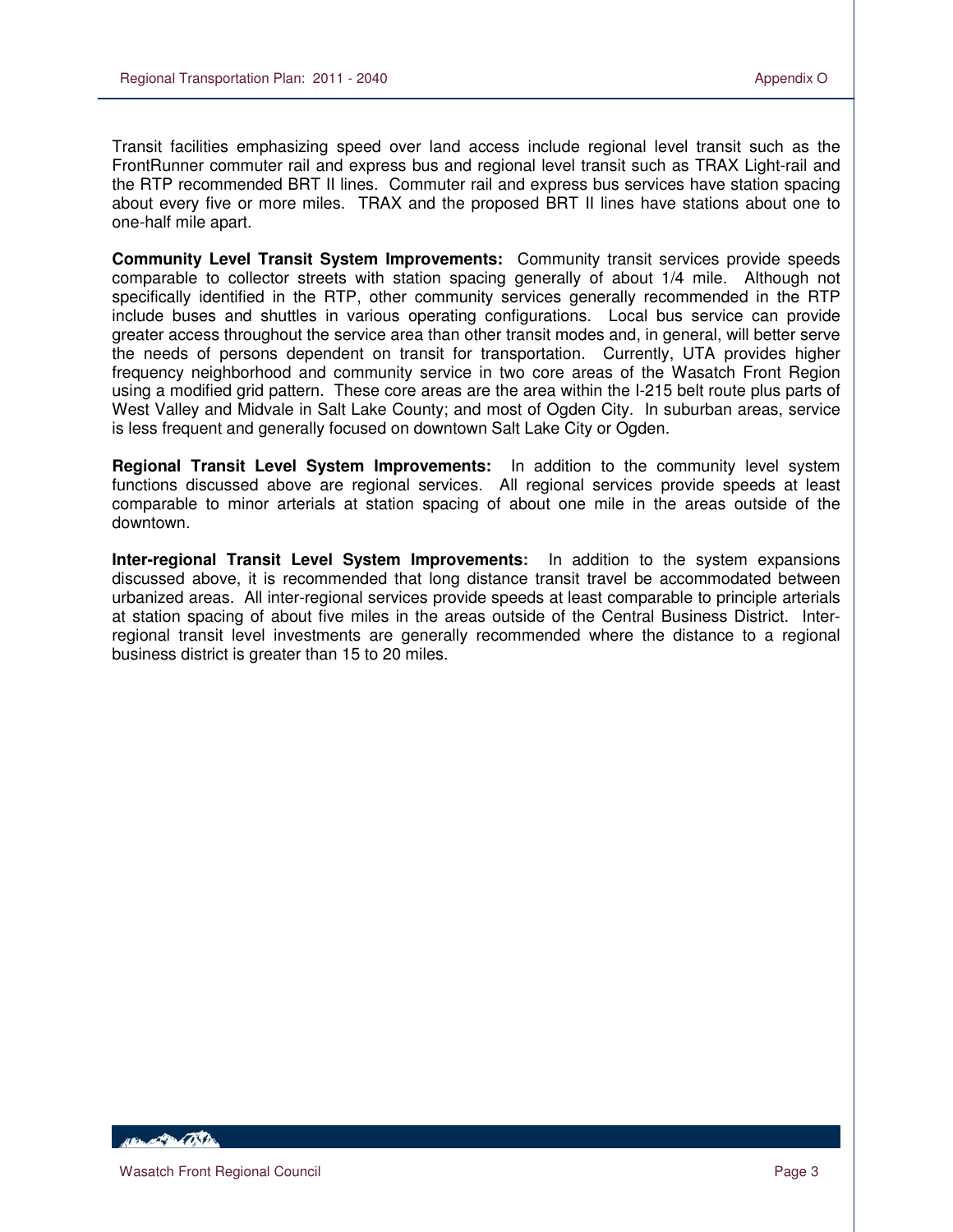Transit facilities emphasizing speed over land access include regional level transit such as the FrontRunner commuter rail and express bus and regional level transit such as TRAX Light-rail and the RTP recommended BRT II lines. Commuter rail and express bus services have station spacing about every five or more miles. TRAX and the proposed BRT II lines have stations about one to one-half mile apart.

**Community Level Transit System Improvements:** Community transit services provide speeds comparable to collector streets with station spacing generally of about 1/4 mile. Although not specifically identified in the RTP, other community services generally recommended in the RTP include buses and shuttles in various operating configurations. Local bus service can provide greater access throughout the service area than other transit modes and, in general, will better serve the needs of persons dependent on transit for transportation. Currently, UTA provides higher frequency neighborhood and community service in two core areas of the Wasatch Front Region using a modified grid pattern. These core areas are the area within the I-215 belt route plus parts of West Valley and Midvale in Salt Lake County; and most of Ogden City. In suburban areas, service is less frequent and generally focused on downtown Salt Lake City or Ogden.

**Regional Transit Level System Improvements:** In addition to the community level system functions discussed above are regional services. All regional services provide speeds at least comparable to minor arterials at station spacing of about one mile in the areas outside of the downtown.

**Inter-regional Transit Level System Improvements:** In addition to the system expansions discussed above, it is recommended that long distance transit travel be accommodated between urbanized areas. All inter-regional services provide speeds at least comparable to principle arterials at station spacing of about five miles in the areas outside of the Central Business District. Inter-regional transit level investments are generally recommended where the distance to a regional business district is greater than 15 to 20 miles.